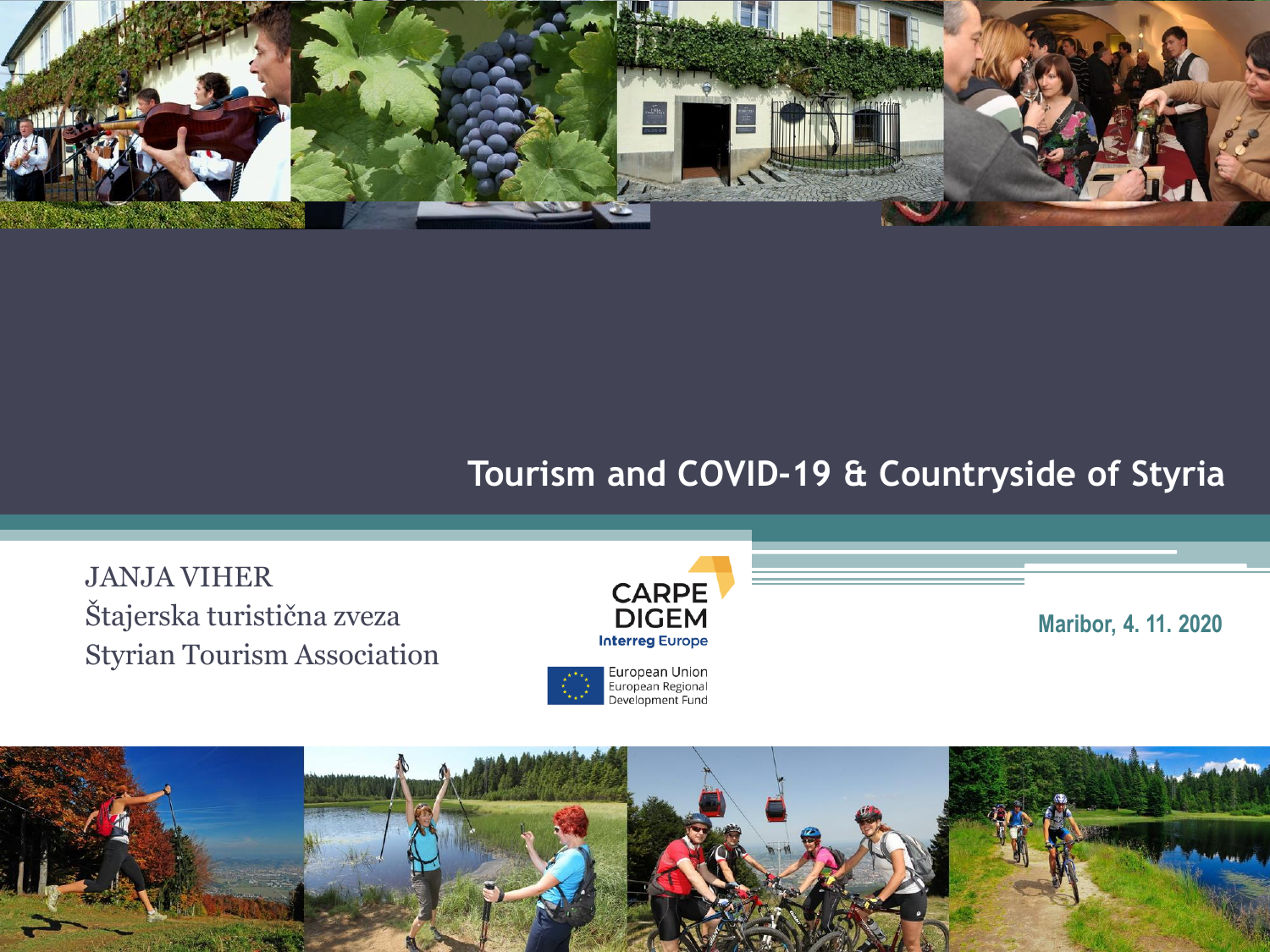# Tourism and COVID-19 & Countryside of Styria

JANJA VIHER
Štajerska turistična zveza
Styrian Tourism Association

CARPE DIGEM
Interreg Europe

European Union
European Regional Development Fund

Maribor, 4. 11. 2020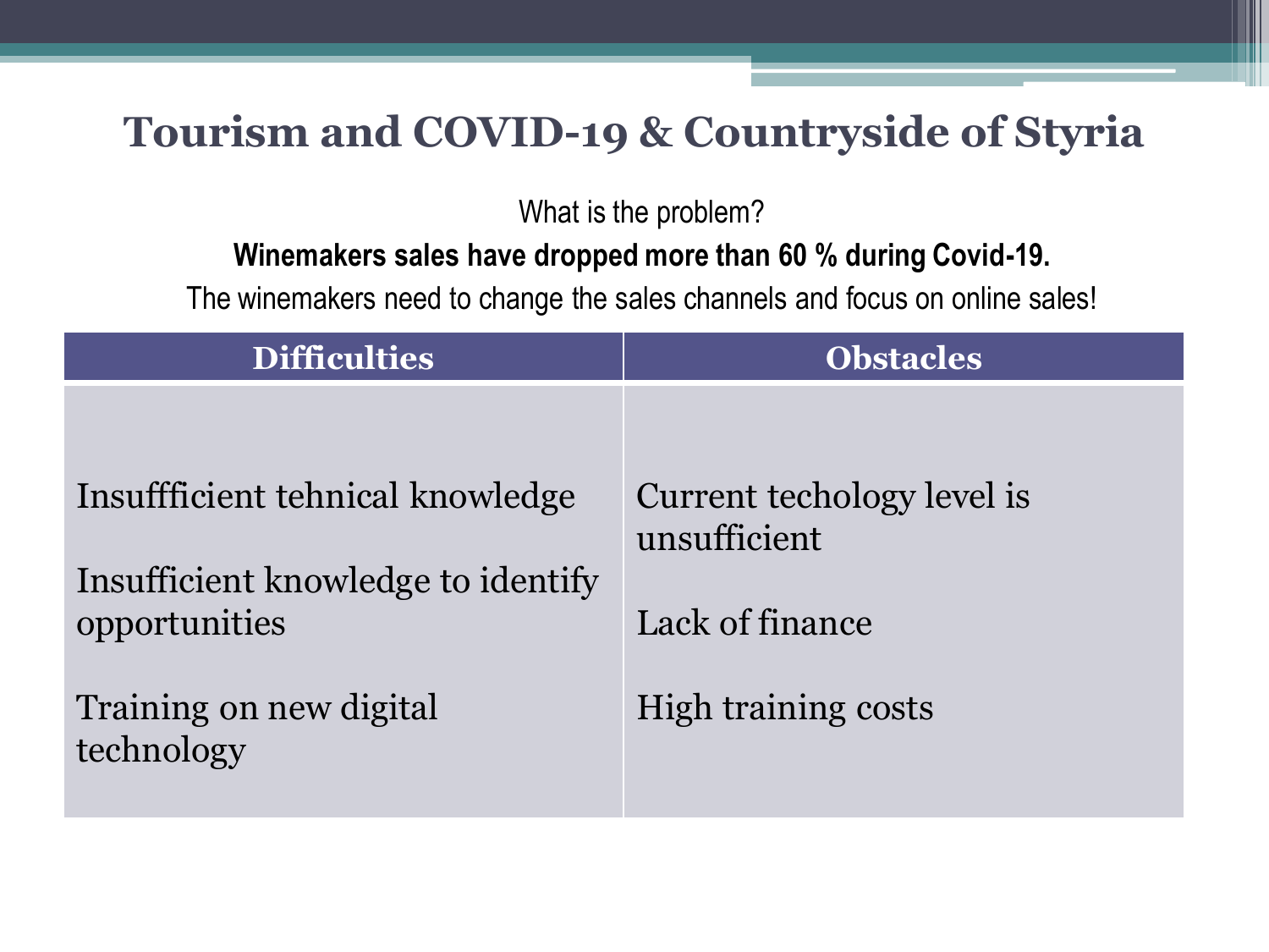# Tourism and COVID-19 & Countryside of Styria

What is the problem?

**Winemakers sales have dropped more than 60 % during Covid-19.**

The winemakers need to change the sales channels and focus on online sales!

| Difficulties | Obstacles |
| --- | --- |
| Insuffficient tehnical knowledge | Current techology level is unsufficient |
| Insufficient knowledge to identify opportunities | Lack of finance |
| Training on new digital technology | High training costs |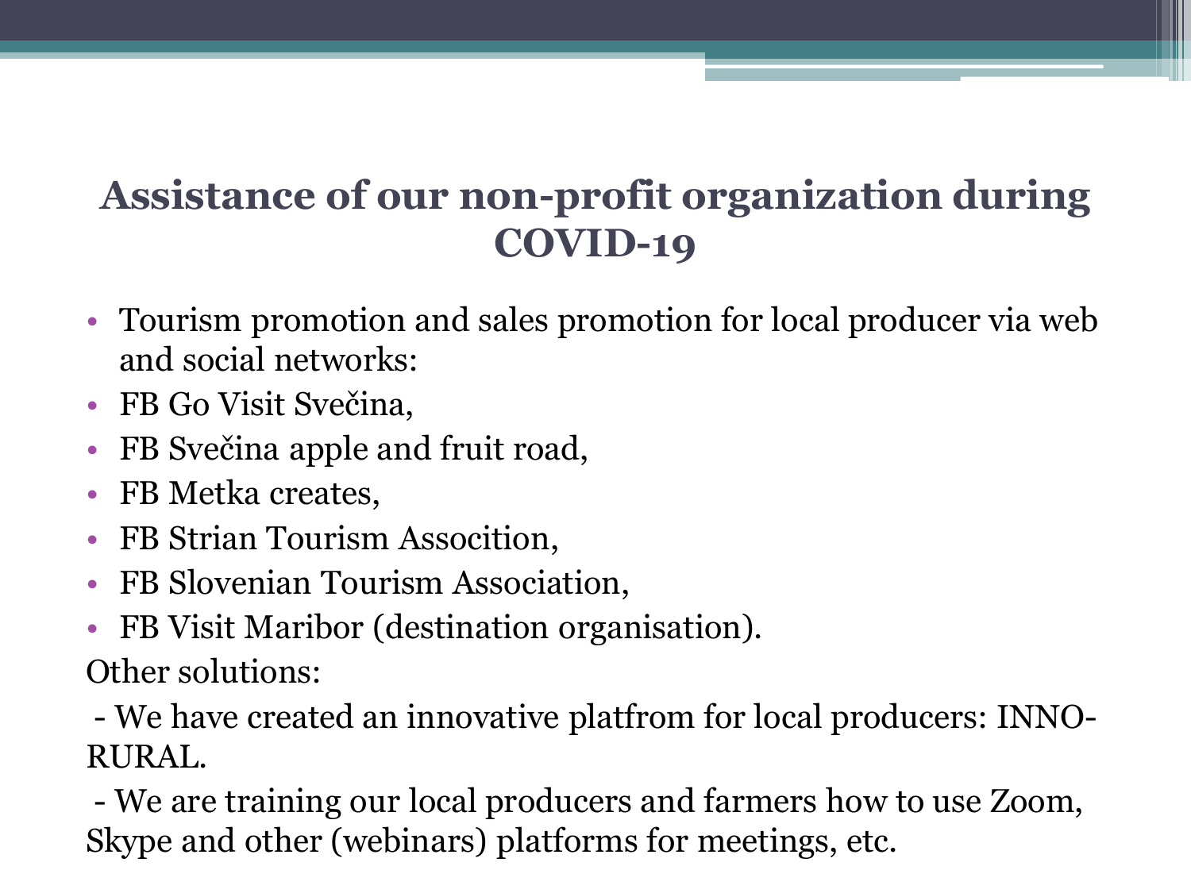# Assistance of our non-profit organization during COVID-19

- Tourism promotion and sales promotion for local producer via web and social networks:
- FB Go Visit Svečina,
- FB Svečina apple and fruit road,
- FB Metka creates,
- FB Strian Tourism Assocition,
- FB Slovenian Tourism Association,
- FB Visit Maribor (destination organisation).

Other solutions:

- We have created an innovative platfrom for local producers: INNO-RURAL.
- We are training our local producers and farmers how to use Zoom, Skype and other (webinars) platforms for meetings, etc.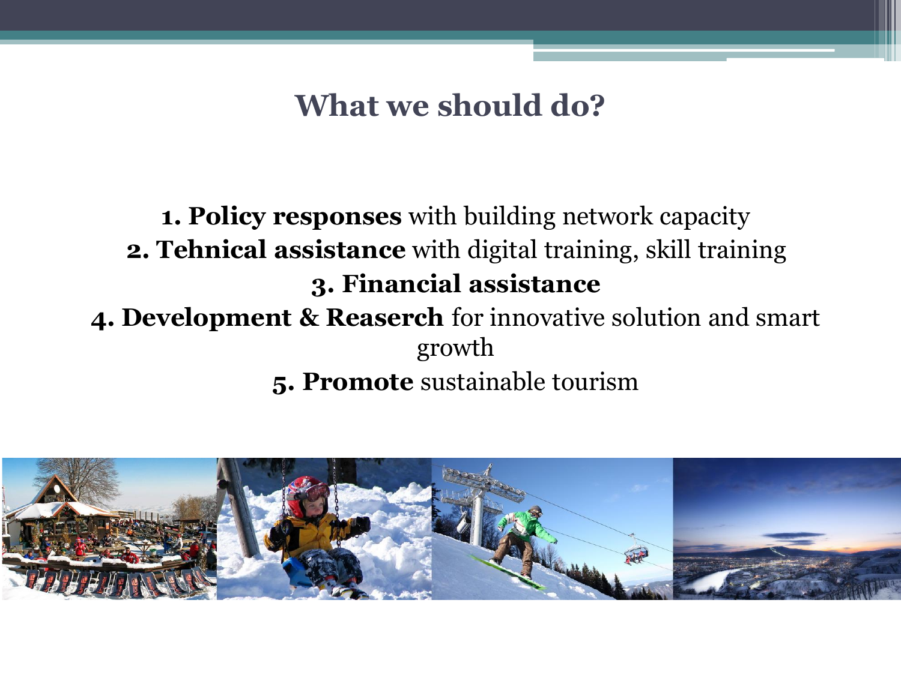# What we should do?

1. **Policy responses** with building network capacity
2. **Tehnical assistance** with digital training, skill training
3. **Financial assistance**
4. **Development & Reaserch** for innovative solution and smart growth
5. **Promote** sustainable tourism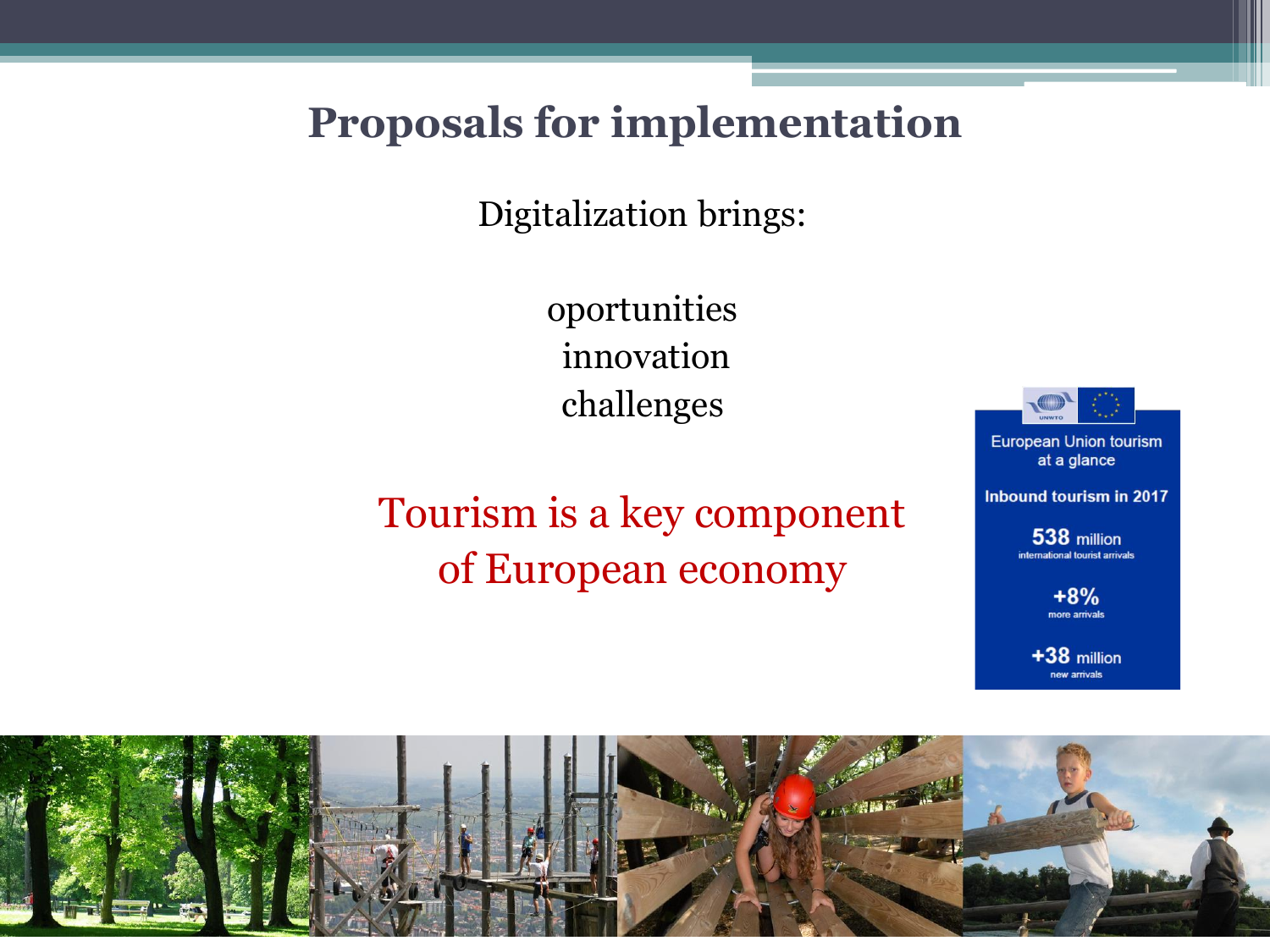# Proposals for implementation

Digitalization brings:

oportunities
innovation
challenges

Tourism is a key component of European economy

European Union tourism at a glance

**Inbound tourism in 2017**

**538** million
international tourist arrivals

**+8%**
more arrivals

**+38** million
new arrivals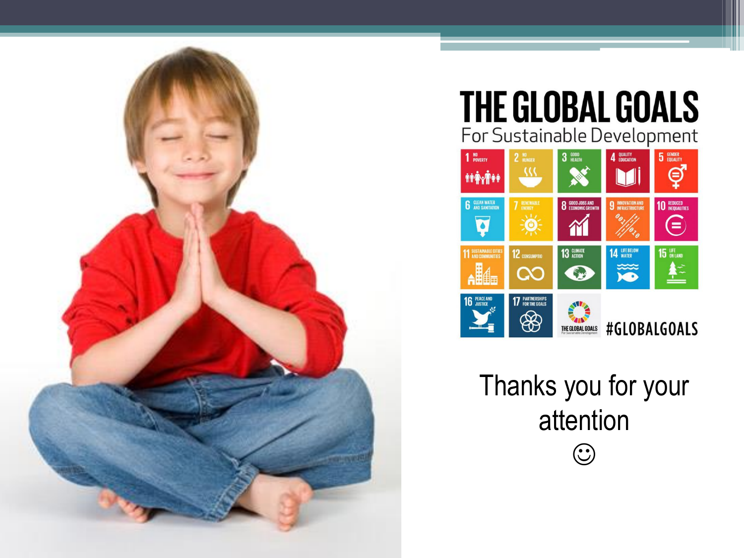THE GLOBAL GOALS

For Sustainable Development

1 NO POVERTY

2 NO HUNGER

3 GOOD HEALTH

4 QUALITY EDUCATION

5 GENDER EQUALITY

6 CLEAN WATER AND SANITATION

7 RENEWABLE ENERGY

8 GOOD JOBS AND ECONOMIC GROWTH

9 INNOVATION AND INFRASTRUCTURE

10 REDUCED INEQUALITIES

11 SUSTAINABLE CITIES AND COMMUNITIES

12 CONSUMPTIO

13 CLIMATE ACTION

14 LIFE BELOW WATER

15 LIFE ON LAND

16 PEACE AND JUSTICE

17 PARTNERSHIPS FOR THE GOALS

THE GLOBAL GOALS For Sustainable Development

#GLOBALGOALS

Thanks you for your attention

☺